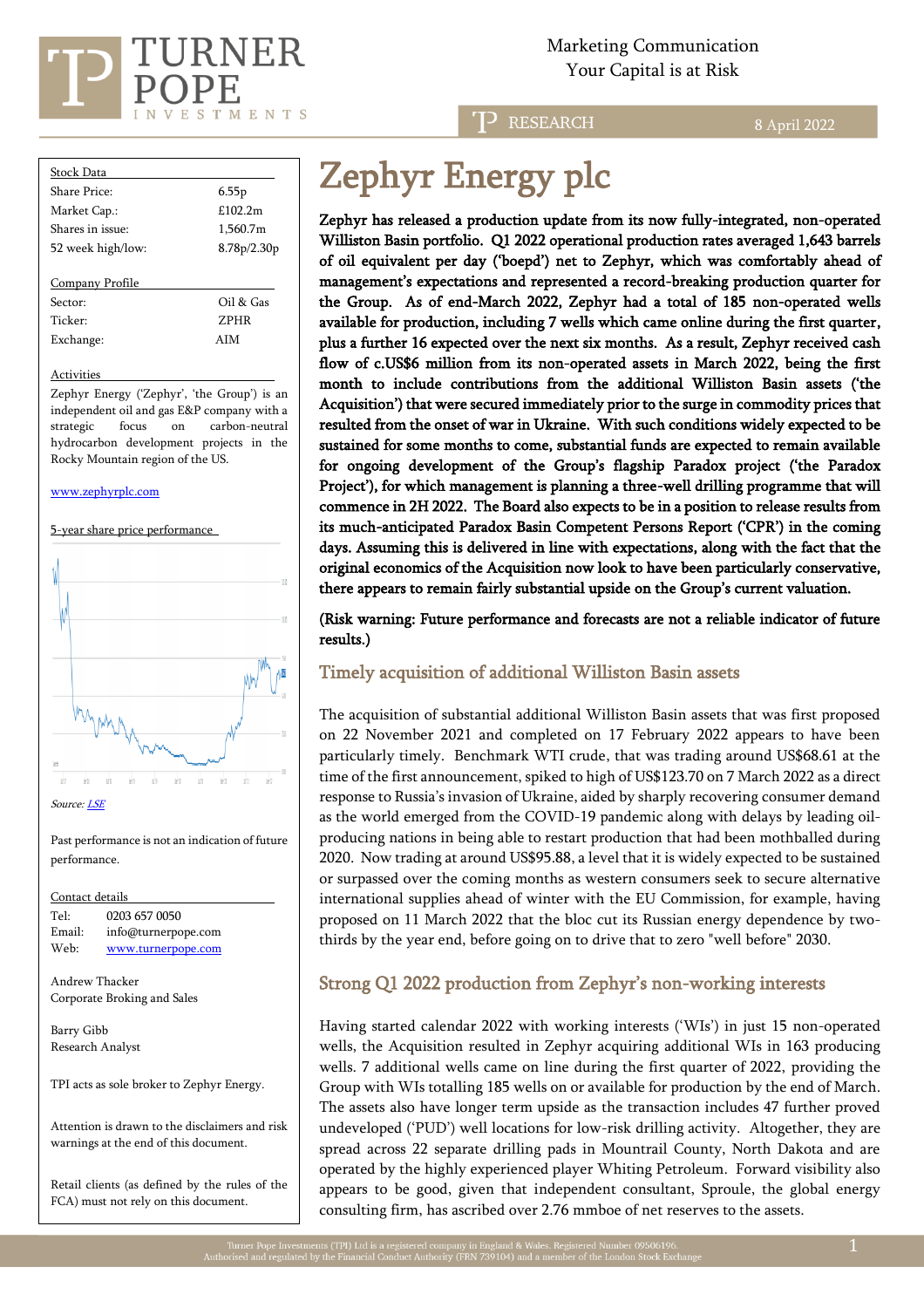Marketing Communication
Your Capital is at Risk

RESEARCH — 8 April 2022

# Zephyr Energy plc

| Stock Data | |
|---|---|
| Share Price: | 6.55p |
| Market Cap.: | £102.2m |
| Shares in issue: | 1,560.7m |
| 52 week high/low: | 8.78p/2.30p |

| Company Profile | |
|---|---|
| Sector: | Oil & Gas |
| Ticker: | ZPHR |
| Exchange: | AIM |

**Activities**

Zephyr Energy ('Zephyr', 'the Group') is an independent oil and gas E&P company with a strategic focus on carbon-neutral hydrocarbon development projects in the Rocky Mountain region of the US.

www.zephyrplc.com

5-year share price performance

*Source: LSE*

Past performance is not an indication of future performance.

**Contact details**

Tel: 0203 657 0050
Email: info@turnerpope.com
Web: www.turnerpope.com

Andrew Thacker
Corporate Broking and Sales

Barry Gibb
Research Analyst

TPI acts as sole broker to Zephyr Energy.

Attention is drawn to the disclaimers and risk warnings at the end of this document.

Retail clients (as defined by the rules of the FCA) must not rely on this document.

**Zephyr has released a production update from its now fully-integrated, non-operated Williston Basin portfolio. Q1 2022 operational production rates averaged 1,643 barrels of oil equivalent per day ('boepd') net to Zephyr, which was comfortably ahead of management's expectations and represented a record-breaking production quarter for the Group. As of end-March 2022, Zephyr had a total of 185 non-operated wells available for production, including 7 wells which came online during the first quarter, plus a further 16 expected over the next six months. As a result, Zephyr received cash flow of c.US$6 million from its non-operated assets in March 2022, being the first month to include contributions from the additional Williston Basin assets ('the Acquisition') that were secured immediately prior to the surge in commodity prices that resulted from the onset of war in Ukraine. With such conditions widely expected to be sustained for some months to come, substantial funds are expected to remain available for ongoing development of the Group's flagship Paradox project ('the Paradox Project'), for which management is planning a three-well drilling programme that will commence in 2H 2022. The Board also expects to be in a position to release results from its much-anticipated Paradox Basin Competent Persons Report ('CPR') in the coming days. Assuming this is delivered in line with expectations, along with the fact that the original economics of the Acquisition now look to have been particularly conservative, there appears to remain fairly substantial upside on the Group's current valuation.**

**(Risk warning: Future performance and forecasts are not a reliable indicator of future results.)**

## Timely acquisition of additional Williston Basin assets

The acquisition of substantial additional Williston Basin assets that was first proposed on 22 November 2021 and completed on 17 February 2022 appears to have been particularly timely. Benchmark WTI crude, that was trading around US$68.61 at the time of the first announcement, spiked to high of US$123.70 on 7 March 2022 as a direct response to Russia's invasion of Ukraine, aided by sharply recovering consumer demand as the world emerged from the COVID-19 pandemic along with delays by leading oil-producing nations in being able to restart production that had been mothballed during 2020. Now trading at around US$95.88, a level that it is widely expected to be sustained or surpassed over the coming months as western consumers seek to secure alternative international supplies ahead of winter with the EU Commission, for example, having proposed on 11 March 2022 that the bloc cut its Russian energy dependence by two-thirds by the year end, before going on to drive that to zero "well before" 2030.

## Strong Q1 2022 production from Zephyr's non-working interests

Having started calendar 2022 with working interests ('WIs') in just 15 non-operated wells, the Acquisition resulted in Zephyr acquiring additional WIs in 163 producing wells. 7 additional wells came on line during the first quarter of 2022, providing the Group with WIs totalling 185 wells on or available for production by the end of March. The assets also have longer term upside as the transaction includes 47 further proved undeveloped ('PUD') well locations for low-risk drilling activity. Altogether, they are spread across 22 separate drilling pads in Mountrail County, North Dakota and are operated by the highly experienced player Whiting Petroleum. Forward visibility also appears to be good, given that independent consultant, Sproule, the global energy consulting firm, has ascribed over 2.76 mmboe of net reserves to the assets.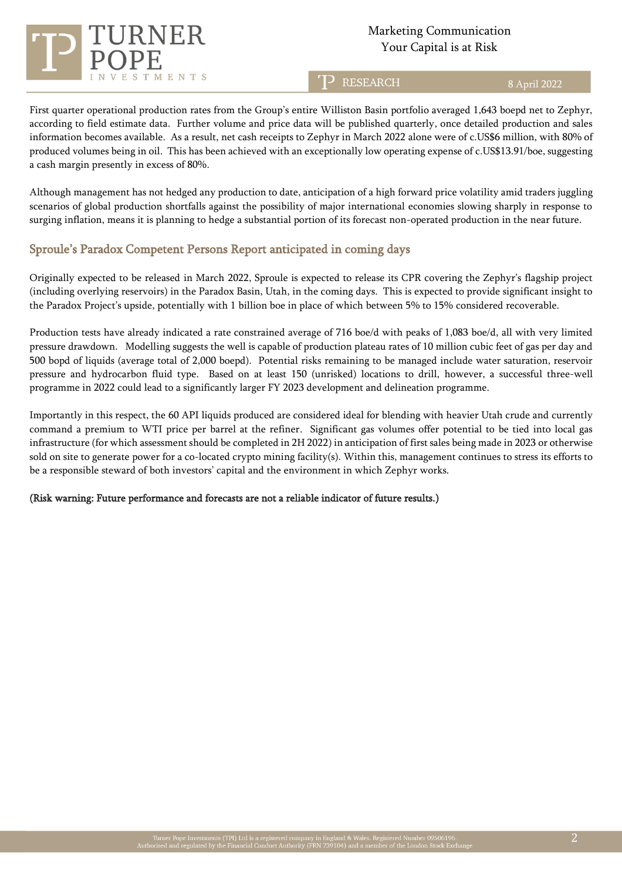First quarter operational production rates from the Group's entire Williston Basin portfolio averaged 1,643 boepd net to Zephyr, according to field estimate data. Further volume and price data will be published quarterly, once detailed production and sales information becomes available. As a result, net cash receipts to Zephyr in March 2022 alone were of c.US$6 million, with 80% of produced volumes being in oil. This has been achieved with an exceptionally low operating expense of c.US$13.91/boe, suggesting a cash margin presently in excess of 80%.

Although management has not hedged any production to date, anticipation of a high forward price volatility amid traders juggling scenarios of global production shortfalls against the possibility of major international economies slowing sharply in response to surging inflation, means it is planning to hedge a substantial portion of its forecast non-operated production in the near future.

## Sproule's Paradox Competent Persons Report anticipated in coming days

Originally expected to be released in March 2022, Sproule is expected to release its CPR covering the Zephyr's flagship project (including overlying reservoirs) in the Paradox Basin, Utah, in the coming days. This is expected to provide significant insight to the Paradox Project's upside, potentially with 1 billion boe in place of which between 5% to 15% considered recoverable.

Production tests have already indicated a rate constrained average of 716 boe/d with peaks of 1,083 boe/d, all with very limited pressure drawdown. Modelling suggests the well is capable of production plateau rates of 10 million cubic feet of gas per day and 500 bopd of liquids (average total of 2,000 boepd). Potential risks remaining to be managed include water saturation, reservoir pressure and hydrocarbon fluid type. Based on at least 150 (unrisked) locations to drill, however, a successful three-well programme in 2022 could lead to a significantly larger FY 2023 development and delineation programme.

Importantly in this respect, the 60 API liquids produced are considered ideal for blending with heavier Utah crude and currently command a premium to WTI price per barrel at the refiner. Significant gas volumes offer potential to be tied into local gas infrastructure (for which assessment should be completed in 2H 2022) in anticipation of first sales being made in 2023 or otherwise sold on site to generate power for a co-located crypto mining facility(s). Within this, management continues to stress its efforts to be a responsible steward of both investors' capital and the environment in which Zephyr works.

**(Risk warning: Future performance and forecasts are not a reliable indicator of future results.)**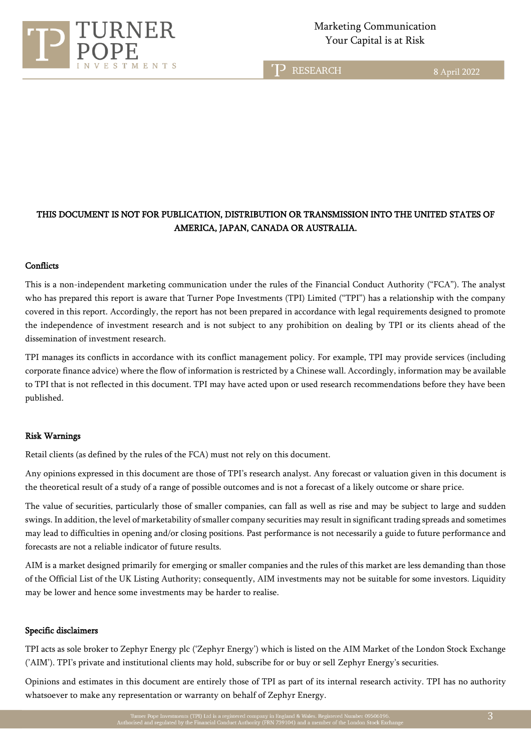**THIS DOCUMENT IS NOT FOR PUBLICATION, DISTRIBUTION OR TRANSMISSION INTO THE UNITED STATES OF AMERICA, JAPAN, CANADA OR AUSTRALIA.**

## Conflicts

This is a non-independent marketing communication under the rules of the Financial Conduct Authority ("FCA"). The analyst who has prepared this report is aware that Turner Pope Investments (TPI) Limited ("TPI") has a relationship with the company covered in this report. Accordingly, the report has not been prepared in accordance with legal requirements designed to promote the independence of investment research and is not subject to any prohibition on dealing by TPI or its clients ahead of the dissemination of investment research.

TPI manages its conflicts in accordance with its conflict management policy. For example, TPI may provide services (including corporate finance advice) where the flow of information is restricted by a Chinese wall. Accordingly, information may be available to TPI that is not reflected in this document. TPI may have acted upon or used research recommendations before they have been published.

## Risk Warnings

Retail clients (as defined by the rules of the FCA) must not rely on this document.

Any opinions expressed in this document are those of TPI's research analyst. Any forecast or valuation given in this document is the theoretical result of a study of a range of possible outcomes and is not a forecast of a likely outcome or share price.

The value of securities, particularly those of smaller companies, can fall as well as rise and may be subject to large and sudden swings. In addition, the level of marketability of smaller company securities may result in significant trading spreads and sometimes may lead to difficulties in opening and/or closing positions. Past performance is not necessarily a guide to future performance and forecasts are not a reliable indicator of future results.

AIM is a market designed primarily for emerging or smaller companies and the rules of this market are less demanding than those of the Official List of the UK Listing Authority; consequently, AIM investments may not be suitable for some investors. Liquidity may be lower and hence some investments may be harder to realise.

## Specific disclaimers

TPI acts as sole broker to Zephyr Energy plc ('Zephyr Energy') which is listed on the AIM Market of the London Stock Exchange ('AIM'). TPI's private and institutional clients may hold, subscribe for or buy or sell Zephyr Energy's securities.

Opinions and estimates in this document are entirely those of TPI as part of its internal research activity. TPI has no authority whatsoever to make any representation or warranty on behalf of Zephyr Energy.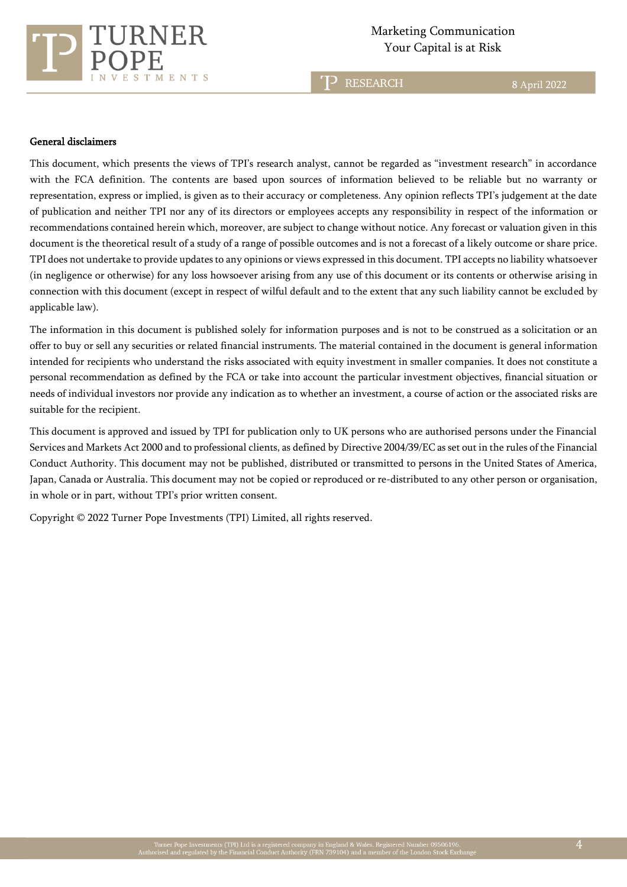## General disclaimers

This document, which presents the views of TPI's research analyst, cannot be regarded as "investment research" in accordance with the FCA definition. The contents are based upon sources of information believed to be reliable but no warranty or representation, express or implied, is given as to their accuracy or completeness. Any opinion reflects TPI's judgement at the date of publication and neither TPI nor any of its directors or employees accepts any responsibility in respect of the information or recommendations contained herein which, moreover, are subject to change without notice. Any forecast or valuation given in this document is the theoretical result of a study of a range of possible outcomes and is not a forecast of a likely outcome or share price. TPI does not undertake to provide updates to any opinions or views expressed in this document. TPI accepts no liability whatsoever (in negligence or otherwise) for any loss howsoever arising from any use of this document or its contents or otherwise arising in connection with this document (except in respect of wilful default and to the extent that any such liability cannot be excluded by applicable law).

The information in this document is published solely for information purposes and is not to be construed as a solicitation or an offer to buy or sell any securities or related financial instruments. The material contained in the document is general information intended for recipients who understand the risks associated with equity investment in smaller companies. It does not constitute a personal recommendation as defined by the FCA or take into account the particular investment objectives, financial situation or needs of individual investors nor provide any indication as to whether an investment, a course of action or the associated risks are suitable for the recipient.

This document is approved and issued by TPI for publication only to UK persons who are authorised persons under the Financial Services and Markets Act 2000 and to professional clients, as defined by Directive 2004/39/EC as set out in the rules of the Financial Conduct Authority. This document may not be published, distributed or transmitted to persons in the United States of America, Japan, Canada or Australia. This document may not be copied or reproduced or re-distributed to any other person or organisation, in whole or in part, without TPI's prior written consent.

Copyright © 2022 Turner Pope Investments (TPI) Limited, all rights reserved.